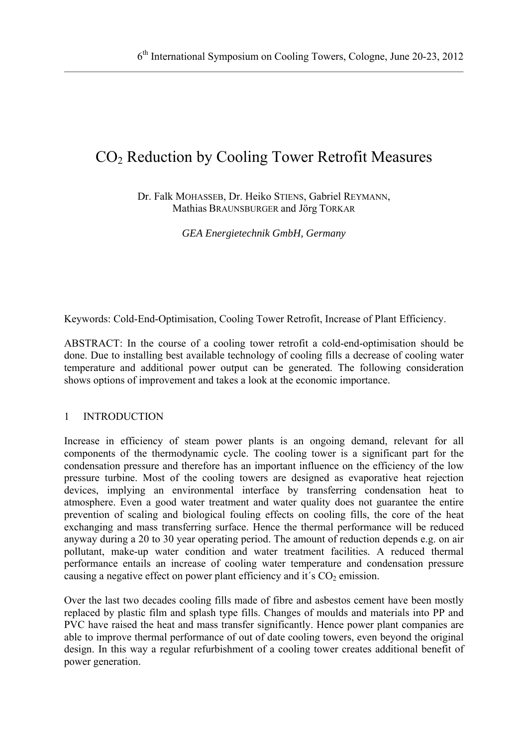# $CO_2$ Reduction by Cooling Tower Retrofit Measures

Dr. Falk MOHASSEB, Dr. Heiko STIENS, Gabriel REYMANN, Mathias BRAUNSBURGER and Jörg TORKAR

*GEA Energietechnik GmbH, Germany*

Keywords: Cold-End-Optimisation, Cooling Tower Retrofit, Increase of Plant Efficiency.

ABSTRACT: In the course of a cooling tower retrofit a cold-end-optimisation should be done. Due to installing best available technology of cooling fills a decrease of cooling water temperature and additional power output can be generated. The following consideration shows options of improvement and takes a look at the economic importance.

## 1 INTRODUCTION

Increase in efficiency of steam power plants is an ongoing demand, relevant for all components of the thermodynamic cycle. The cooling tower is a significant part for the condensation pressure and therefore has an important influence on the efficiency of the low pressure turbine. Most of the cooling towers are designed as evaporative heat rejection devices, implying an environmental interface by transferring condensation heat to atmosphere. Even a good water treatment and water quality does not guarantee the entire prevention of scaling and biological fouling effects on cooling fills, the core of the heat exchanging and mass transferring surface. Hence the thermal performance will be reduced anyway during a 20 to 30 year operating period. The amount of reduction depends e.g. on air pollutant, make-up water condition and water treatment facilities. A reduced thermal performance entails an increase of cooling water temperature and condensation pressure causing a negative effect on power plant efficiency and it´s $CO_2$ emission.

Over the last two decades cooling fills made of fibre and asbestos cement have been mostly replaced by plastic film and splash type fills. Changes of moulds and materials into PP and PVC have raised the heat and mass transfer significantly. Hence power plant companies are able to improve thermal performance of out of date cooling towers, even beyond the original design. In this way a regular refurbishment of a cooling tower creates additional benefit of power generation.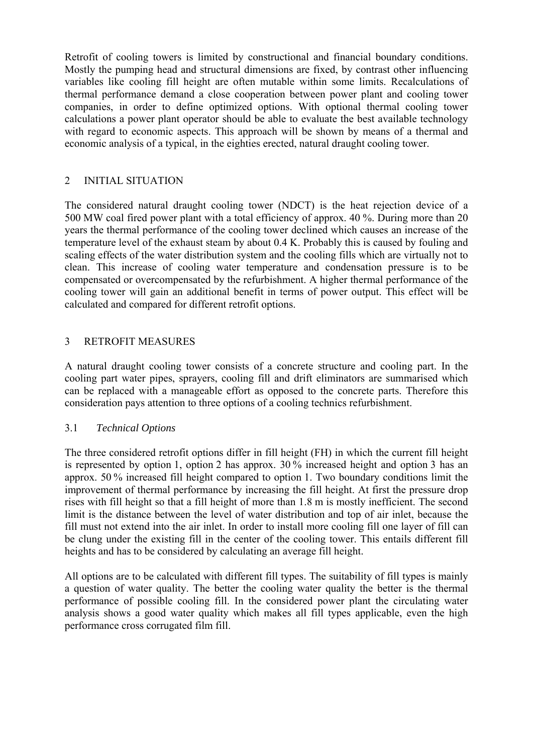Retrofit of cooling towers is limited by constructional and financial boundary conditions. Mostly the pumping head and structural dimensions are fixed, by contrast other influencing variables like cooling fill height are often mutable within some limits. Recalculations of thermal performance demand a close cooperation between power plant and cooling tower companies, in order to define optimized options. With optional thermal cooling tower calculations a power plant operator should be able to evaluate the best available technology with regard to economic aspects. This approach will be shown by means of a thermal and economic analysis of a typical, in the eighties erected, natural draught cooling tower.

## 2 INITIAL SITUATION

The considered natural draught cooling tower (NDCT) is the heat rejection device of a 500 MW coal fired power plant with a total efficiency of approx. 40 %. During more than 20 years the thermal performance of the cooling tower declined which causes an increase of the temperature level of the exhaust steam by about 0.4 K. Probably this is caused by fouling and scaling effects of the water distribution system and the cooling fills which are virtually not to clean. This increase of cooling water temperature and condensation pressure is to be compensated or overcompensated by the refurbishment. A higher thermal performance of the cooling tower will gain an additional benefit in terms of power output. This effect will be calculated and compared for different retrofit options.

## 3 RETROFIT MEASURES

A natural draught cooling tower consists of a concrete structure and cooling part. In the cooling part water pipes, sprayers, cooling fill and drift eliminators are summarised which can be replaced with a manageable effort as opposed to the concrete parts. Therefore this consideration pays attention to three options of a cooling technics refurbishment.

### 3.1 *Technical Options*

The three considered retrofit options differ in fill height (FH) in which the current fill height is represented by option 1, option 2 has approx. 30 % increased height and option 3 has an approx. 50 % increased fill height compared to option 1. Two boundary conditions limit the improvement of thermal performance by increasing the fill height. At first the pressure drop rises with fill height so that a fill height of more than 1.8 m is mostly inefficient. The second limit is the distance between the level of water distribution and top of air inlet, because the fill must not extend into the air inlet. In order to install more cooling fill one layer of fill can be clung under the existing fill in the center of the cooling tower. This entails different fill heights and has to be considered by calculating an average fill height.

All options are to be calculated with different fill types. The suitability of fill types is mainly a question of water quality. The better the cooling water quality the better is the thermal performance of possible cooling fill. In the considered power plant the circulating water analysis shows a good water quality which makes all fill types applicable, even the high performance cross corrugated film fill.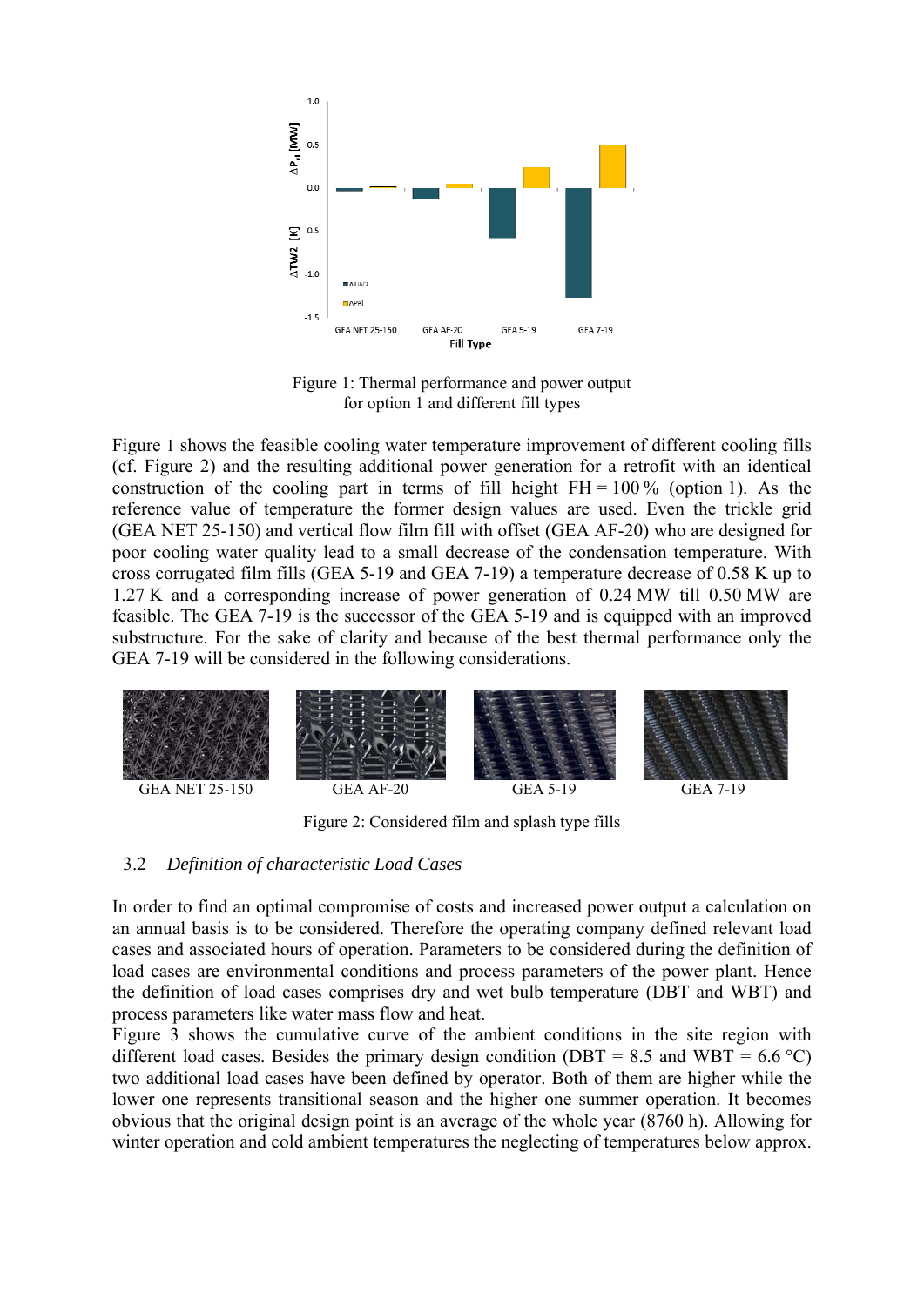Figure 1: Thermal performance and power output for option 1 and different fill types

Figure 1 shows the feasible cooling water temperature improvement of different cooling fills (cf. Figure 2) and the resulting additional power generation for a retrofit with an identical construction of the cooling part in terms of fill height FH = 100 % (option 1). As the reference value of temperature the former design values are used. Even the trickle grid (GEA NET 25-150) and vertical flow film fill with offset (GEA AF-20) who are designed for poor cooling water quality lead to a small decrease of the condensation temperature. With cross corrugated film fills (GEA 5-19 and GEA 7-19) a temperature decrease of 0.58 K up to 1.27 K and a corresponding increase of power generation of 0.24 MW till 0.50 MW are feasible. The GEA 7-19 is the successor of the GEA 5-19 and is equipped with an improved substructure. For the sake of clarity and because of the best thermal performance only the GEA 7-19 will be considered in the following considerations.

GEA NET 25-150 GEA AF-20 GEA 5-19 GEA 7-19

Figure 2: Considered film and splash type fills

### 3.2 *Definition of characteristic Load Cases*

In order to find an optimal compromise of costs and increased power output a calculation on an annual basis is to be considered. Therefore the operating company defined relevant load cases and associated hours of operation. Parameters to be considered during the definition of load cases are environmental conditions and process parameters of the power plant. Hence the definition of load cases comprises dry and wet bulb temperature (DBT and WBT) and process parameters like water mass flow and heat.

Figure 3 shows the cumulative curve of the ambient conditions in the site region with different load cases. Besides the primary design condition (DBT = 8.5 and WBT = 6.6 °C) two additional load cases have been defined by operator. Both of them are higher while the lower one represents transitional season and the higher one summer operation. It becomes obvious that the original design point is an average of the whole year (8760 h). Allowing for winter operation and cold ambient temperatures the neglecting of temperatures below approx.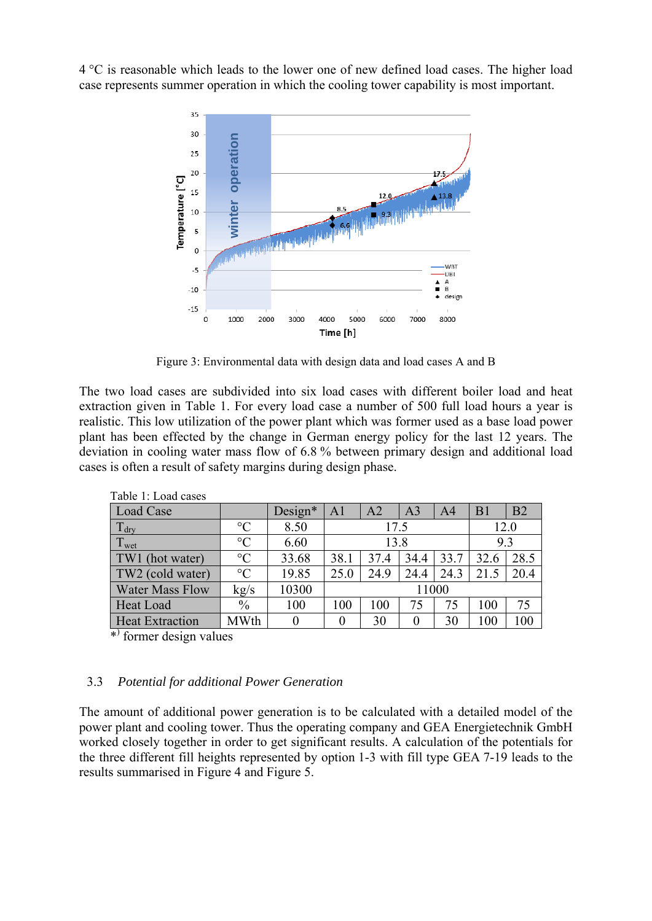4 °C is reasonable which leads to the lower one of new defined load cases. The higher load case represents summer operation in which the cooling tower capability is most important.

Figure 3: Environmental data with design data and load cases A and B

The two load cases are subdivided into six load cases with different boiler load and heat extraction given in Table 1. For every load case a number of 500 full load hours a year is realistic. This low utilization of the power plant which was former used as a base load power plant has been effected by the change in German energy policy for the last 12 years. The deviation in cooling water mass flow of 6.8 % between primary design and additional load cases is often a result of safety margins during design phase.

Table 1: Load cases

| Load Case | | Design* | A1 | A2 | A3 | A4 | B1 | B2 |
|---|---|---|---|---|---|---|---|---|
| $T_{dry}$ | °C | 8.50 | 17.5 | | | | 12.0 | |
| $T_{wet}$ | °C | 6.60 | 13.8 | | | | 9.3 | |
| TW1 (hot water) | °C | 33.68 | 38.1 | 37.4 | 34.4 | 33.7 | 32.6 | 28.5 |
| TW2 (cold water) | °C | 19.85 | 25.0 | 24.9 | 24.4 | 24.3 | 21.5 | 20.4 |
| Water Mass Flow | kg/s | 10300 | 11000 | | | | | |
| Heat Load | % | 100 | 100 | 100 | 75 | 75 | 100 | 75 |
| Heat Extraction | MWth | 0 | 0 | 30 | 0 | 30 | 100 | 100 |

*) former design values

### 3.3 *Potential for additional Power Generation*

The amount of additional power generation is to be calculated with a detailed model of the power plant and cooling tower. Thus the operating company and GEA Energietechnik GmbH worked closely together in order to get significant results. A calculation of the potentials for the three different fill heights represented by option 1-3 with fill type GEA 7-19 leads to the results summarised in Figure 4 and Figure 5.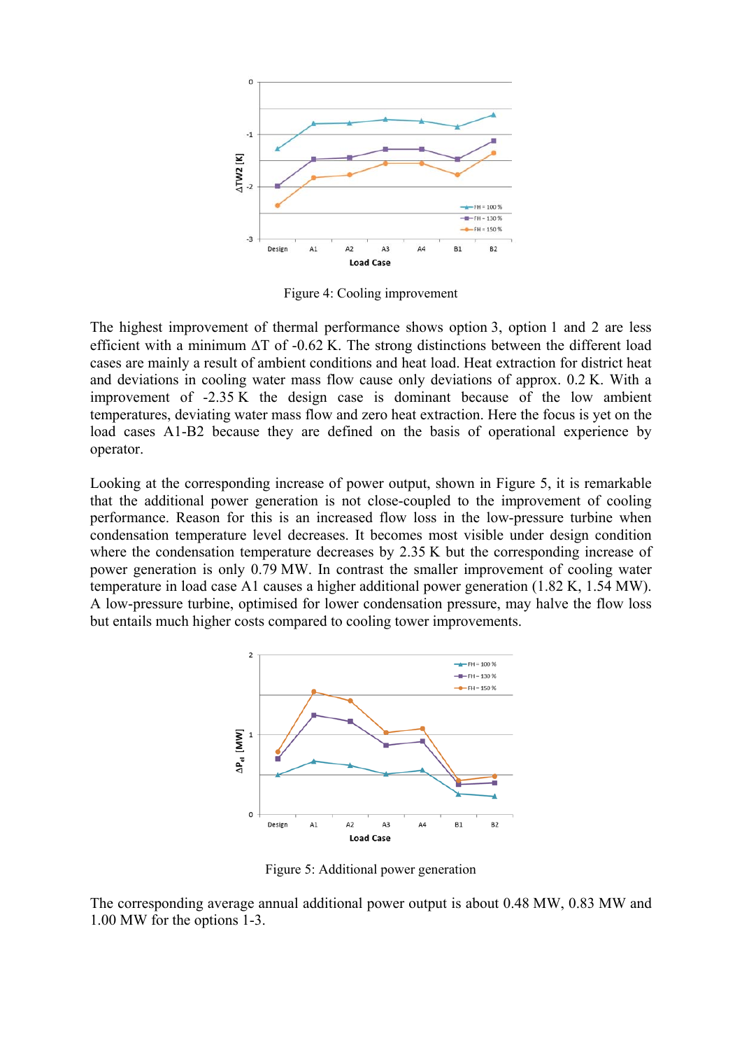Figure 4: Cooling improvement

The highest improvement of thermal performance shows option 3, option 1 and 2 are less efficient with a minimum ΔT of -0.62 K. The strong distinctions between the different load cases are mainly a result of ambient conditions and heat load. Heat extraction for district heat and deviations in cooling water mass flow cause only deviations of approx. 0.2 K. With a improvement of -2.35 K the design case is dominant because of the low ambient temperatures, deviating water mass flow and zero heat extraction. Here the focus is yet on the load cases A1-B2 because they are defined on the basis of operational experience by operator.

Looking at the corresponding increase of power output, shown in Figure 5, it is remarkable that the additional power generation is not close-coupled to the improvement of cooling performance. Reason for this is an increased flow loss in the low-pressure turbine when condensation temperature level decreases. It becomes most visible under design condition where the condensation temperature decreases by 2.35 K but the corresponding increase of power generation is only 0.79 MW. In contrast the smaller improvement of cooling water temperature in load case A1 causes a higher additional power generation (1.82 K, 1.54 MW). A low-pressure turbine, optimised for lower condensation pressure, may halve the flow loss but entails much higher costs compared to cooling tower improvements.

Figure 5: Additional power generation

The corresponding average annual additional power output is about 0.48 MW, 0.83 MW and 1.00 MW for the options 1-3.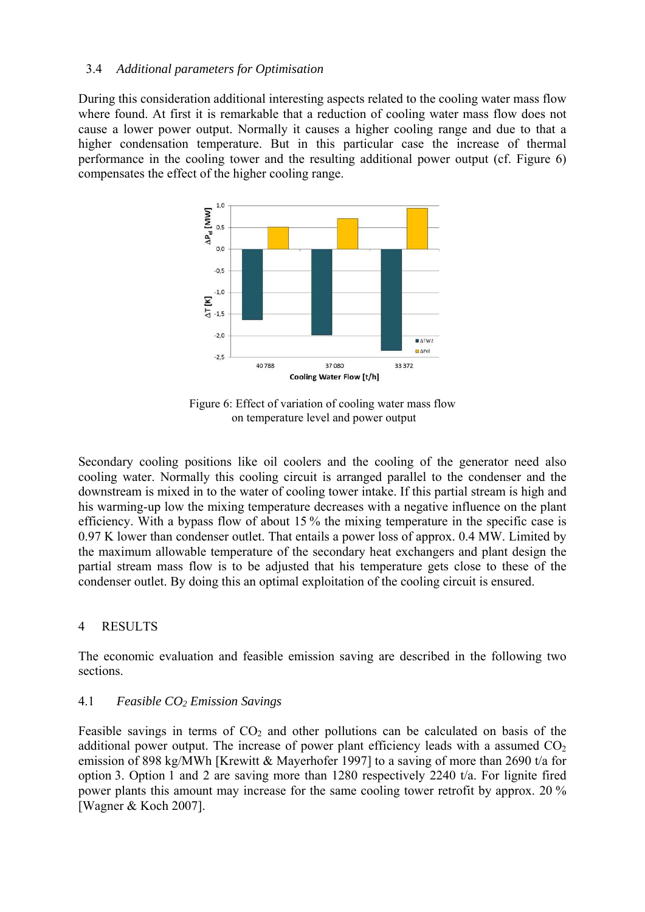### 3.4 *Additional parameters for Optimisation*

During this consideration additional interesting aspects related to the cooling water mass flow where found. At first it is remarkable that a reduction of cooling water mass flow does not cause a lower power output. Normally it causes a higher cooling range and due to that a higher condensation temperature. But in this particular case the increase of thermal performance in the cooling tower and the resulting additional power output (cf. Figure 6) compensates the effect of the higher cooling range.

Figure 6: Effect of variation of cooling water mass flow on temperature level and power output

Secondary cooling positions like oil coolers and the cooling of the generator need also cooling water. Normally this cooling circuit is arranged parallel to the condenser and the downstream is mixed in to the water of cooling tower intake. If this partial stream is high and his warming-up low the mixing temperature decreases with a negative influence on the plant efficiency. With a bypass flow of about 15 % the mixing temperature in the specific case is 0.97 K lower than condenser outlet. That entails a power loss of approx. 0.4 MW. Limited by the maximum allowable temperature of the secondary heat exchangers and plant design the partial stream mass flow is to be adjusted that his temperature gets close to these of the condenser outlet. By doing this an optimal exploitation of the cooling circuit is ensured.

## 4 RESULTS

The economic evaluation and feasible emission saving are described in the following two sections.

### 4.1 *Feasible $CO_2$ Emission Savings*

Feasible savings in terms of $CO_2$ and other pollutions can be calculated on basis of the additional power output. The increase of power plant efficiency leads with a assumed $CO_2$ emission of 898 kg/MWh [Krewitt & Mayerhofer 1997] to a saving of more than 2690 t/a for option 3. Option 1 and 2 are saving more than 1280 respectively 2240 t/a. For lignite fired power plants this amount may increase for the same cooling tower retrofit by approx. 20 % [Wagner & Koch 2007].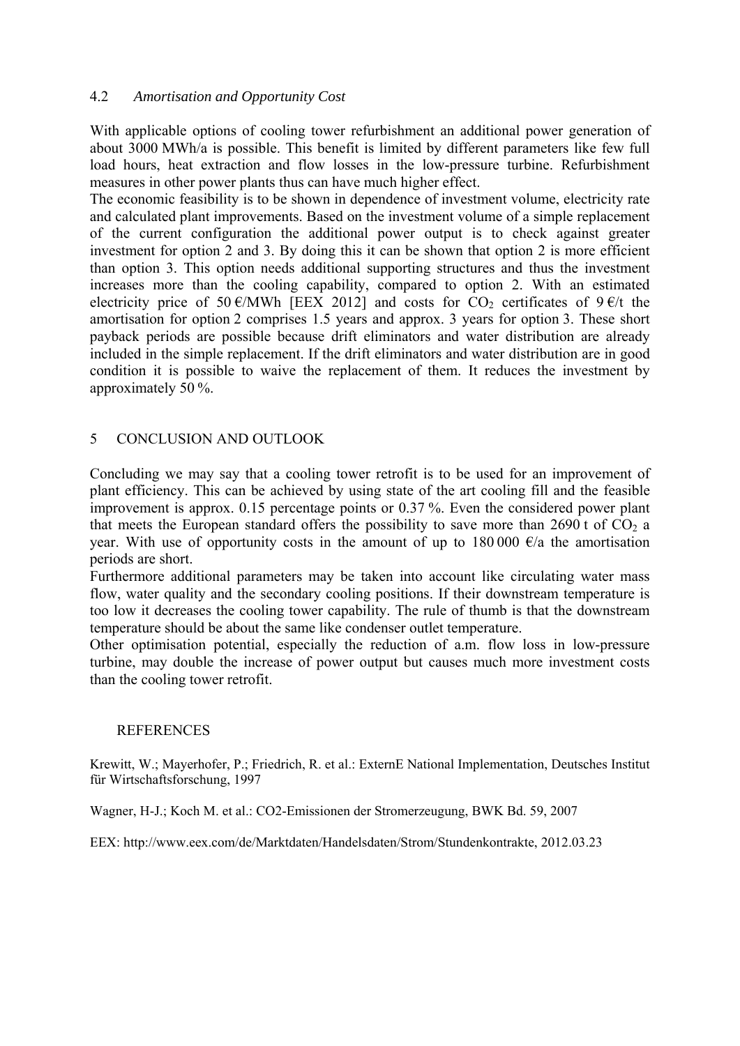### 4.2 *Amortisation and Opportunity Cost*

With applicable options of cooling tower refurbishment an additional power generation of about 3000 MWh/a is possible. This benefit is limited by different parameters like few full load hours, heat extraction and flow losses in the low-pressure turbine. Refurbishment measures in other power plants thus can have much higher effect.

The economic feasibility is to be shown in dependence of investment volume, electricity rate and calculated plant improvements. Based on the investment volume of a simple replacement of the current configuration the additional power output is to check against greater investment for option 2 and 3. By doing this it can be shown that option 2 is more efficient than option 3. This option needs additional supporting structures and thus the investment increases more than the cooling capability, compared to option 2. With an estimated electricity price of 50 €/MWh [EEX 2012] and costs for $CO_2$ certificates of 9 €/t the amortisation for option 2 comprises 1.5 years and approx. 3 years for option 3. These short payback periods are possible because drift eliminators and water distribution are already included in the simple replacement. If the drift eliminators and water distribution are in good condition it is possible to waive the replacement of them. It reduces the investment by approximately 50 %.

## 5 CONCLUSION AND OUTLOOK

Concluding we may say that a cooling tower retrofit is to be used for an improvement of plant efficiency. This can be achieved by using state of the art cooling fill and the feasible improvement is approx. 0.15 percentage points or 0.37 %. Even the considered power plant that meets the European standard offers the possibility to save more than 2690 t of $CO_2$ a year. With use of opportunity costs in the amount of up to 180 000 €/a the amortisation periods are short.

Furthermore additional parameters may be taken into account like circulating water mass flow, water quality and the secondary cooling positions. If their downstream temperature is too low it decreases the cooling tower capability. The rule of thumb is that the downstream temperature should be about the same like condenser outlet temperature.

Other optimisation potential, especially the reduction of a.m. flow loss in low-pressure turbine, may double the increase of power output but causes much more investment costs than the cooling tower retrofit.

## REFERENCES

Krewitt, W.; Mayerhofer, P.; Friedrich, R. et al.: ExternE National Implementation, Deutsches Institut für Wirtschaftsforschung, 1997

Wagner, H-J.; Koch M. et al.: CO2-Emissionen der Stromerzeugung, BWK Bd. 59, 2007

EEX: http://www.eex.com/de/Marktdaten/Handelsdaten/Strom/Stundenkontrakte, 2012.03.23